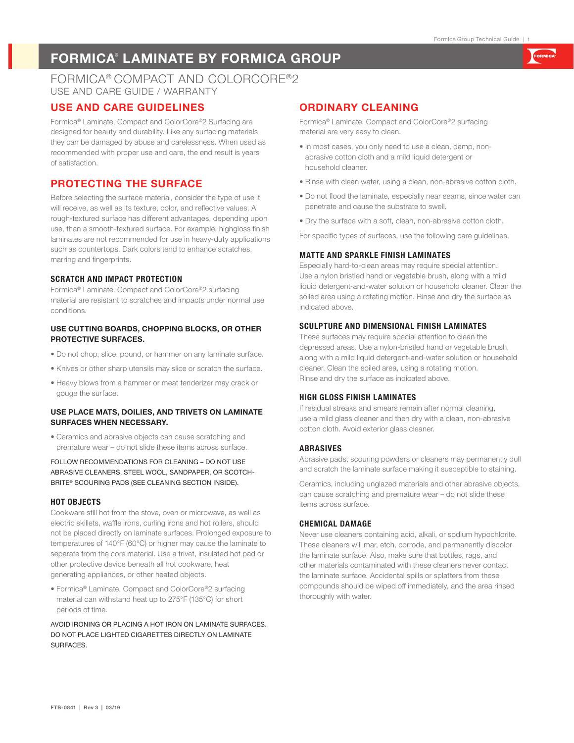# FORMICA® LAMINATE BY FORMICA GROUP

## FORMICA® COMPACT AND COLORCORE®2

USE AND CARE GUIDE / WARRANTY

## USE AND CARE GUIDELINES

Formica® Laminate, Compact and ColorCore®2 Surfacing are designed for beauty and durability. Like any surfacing materials they can be damaged by abuse and carelessness. When used as recommended with proper use and care, the end result is years of satisfaction.

## PROTECTING THE SURFACE

Before selecting the surface material, consider the type of use it will receive, as well as its texture, color, and reflective values. A rough-textured surface has different advantages, depending upon use, than a smooth-textured surface. For example, highgloss finish laminates are not recommended for use in heavy-duty applications such as countertops. Dark colors tend to enhance scratches, marring and fingerprints.

### SCRATCH AND IMPACT PROTECTION

Formica® Laminate, Compact and ColorCore®2 surfacing material are resistant to scratches and impacts under normal use conditions.

**USE CUTTING BOARDS, CHOPPING BLOCKS, OR OTHER PROTECTIVE SURFACES.**

- Do not chop, slice, pound, or hammer on any laminate surface.
- Knives or other sharp utensils may slice or scratch the surface.
- Heavy blows from a hammer or meat tenderizer may crack or gouge the surface.

**USE PLACE MATS, DOILIES, AND TRIVETS ON LAMINATE SURFACES WHEN NECESSARY.**

- Ceramics and abrasive objects can cause scratching and premature wear – do not slide these items across surface.

FOLLOW RECOMMENDATIONS FOR CLEANING – DO NOT USE ABRASIVE CLEANERS, STEEL WOOL, SANDPAPER, OR SCOTCH-BRITE® SCOURING PADS (SEE CLEANING SECTION INSIDE).

### HOT OBJECTS

Cookware still hot from the stove, oven or microwave, as well as electric skillets, waffle irons, curling irons and hot rollers, should not be placed directly on laminate surfaces. Prolonged exposure to temperatures of 140°F (60°C) or higher may cause the laminate to separate from the core material. Use a trivet, insulated hot pad or other protective device beneath all hot cookware, heat generating appliances, or other heated objects.

- Formica® Laminate, Compact and ColorCore®2 surfacing material can withstand heat up to 275°F (135°C) for short periods of time.

AVOID IRONING OR PLACING A HOT IRON ON LAMINATE SURFACES. DO NOT PLACE LIGHTED CIGARETTES DIRECTLY ON LAMINATE SURFACES.

## ORDINARY CLEANING

Formica® Laminate, Compact and ColorCore®2 surfacing material are very easy to clean.

- In most cases, you only need to use a clean, damp, non-abrasive cotton cloth and a mild liquid detergent or household cleaner.
- Rinse with clean water, using a clean, non-abrasive cotton cloth.
- Do not flood the laminate, especially near seams, since water can penetrate and cause the substrate to swell.
- Dry the surface with a soft, clean, non-abrasive cotton cloth.

For specific types of surfaces, use the following care guidelines.

### MATTE AND SPARKLE FINISH LAMINATES

Especially hard-to-clean areas may require special attention. Use a nylon bristled hand or vegetable brush, along with a mild liquid detergent-and-water solution or household cleaner. Clean the soiled area using a rotating motion. Rinse and dry the surface as indicated above.

### SCULPTURE AND DIMENSIONAL FINISH LAMINATES

These surfaces may require special attention to clean the depressed areas. Use a nylon-bristled hand or vegetable brush, along with a mild liquid detergent-and-water solution or household cleaner. Clean the soiled area, using a rotating motion. Rinse and dry the surface as indicated above.

### HIGH GLOSS FINISH LAMINATES

If residual streaks and smears remain after normal cleaning, use a mild glass cleaner and then dry with a clean, non-abrasive cotton cloth. Avoid exterior glass cleaner.

### ABRASIVES

Abrasive pads, scouring powders or cleaners may permanently dull and scratch the laminate surface making it susceptible to staining.

Ceramics, including unglazed materials and other abrasive objects, can cause scratching and premature wear – do not slide these items across surface.

### CHEMICAL DAMAGE

Never use cleaners containing acid, alkali, or sodium hypochlorite. These cleaners will mar, etch, corrode, and permanently discolor the laminate surface. Also, make sure that bottles, rags, and other materials contaminated with these cleaners never contact the laminate surface. Accidental spills or splatters from these compounds should be wiped off immediately, and the area rinsed thoroughly with water.

FTB-0841 | Rev 3 | 03/19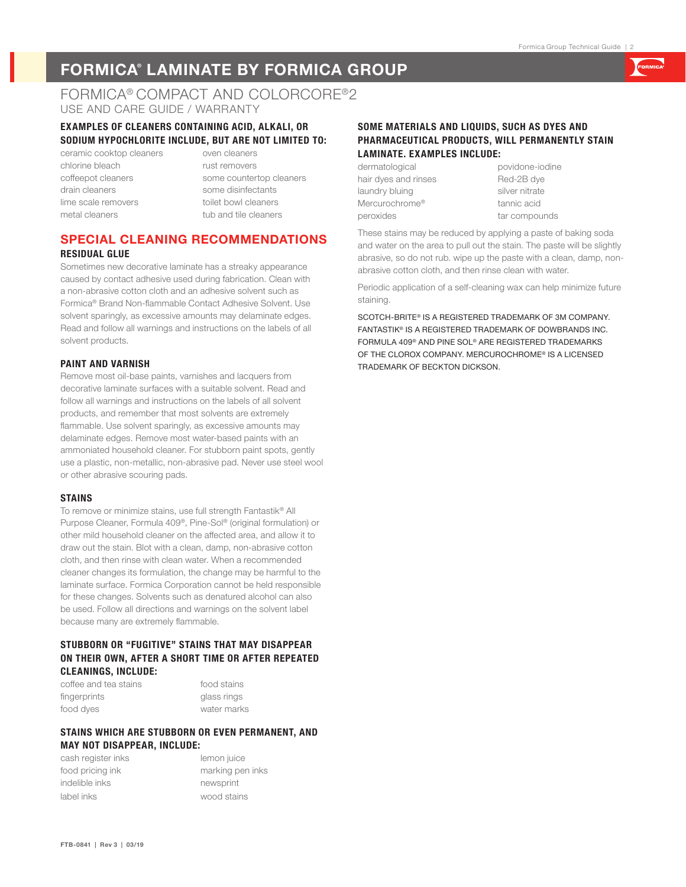# FORMICA® LAMINATE BY FORMICA GROUP

## FORMICA® COMPACT AND COLORCORE®2

USE AND CARE GUIDE / WARRANTY

### EXAMPLES OF CLEANERS CONTAINING ACID, ALKALI, OR SODIUM HYPOCHLORITE INCLUDE, BUT ARE NOT LIMITED TO:

- ceramic cooktop cleaners
- chlorine bleach
- coffeepot cleaners
- drain cleaners
- lime scale removers
- metal cleaners
- oven cleaners
- rust removers
- some countertop cleaners
- some disinfectants
- toilet bowl cleaners
- tub and tile cleaners

## SPECIAL CLEANING RECOMMENDATIONS

### RESIDUAL GLUE

Sometimes new decorative laminate has a streaky appearance caused by contact adhesive used during fabrication. Clean with a non-abrasive cotton cloth and an adhesive solvent such as Formica® Brand Non-flammable Contact Adhesive Solvent. Use solvent sparingly, as excessive amounts may delaminate edges. Read and follow all warnings and instructions on the labels of all solvent products.

### PAINT AND VARNISH

Remove most oil-base paints, varnishes and lacquers from decorative laminate surfaces with a suitable solvent. Read and follow all warnings and instructions on the labels of all solvent products, and remember that most solvents are extremely flammable. Use solvent sparingly, as excessive amounts may delaminate edges. Remove most water-based paints with an ammoniated household cleaner. For stubborn paint spots, gently use a plastic, non-metallic, non-abrasive pad. Never use steel wool or other abrasive scouring pads.

### STAINS

To remove or minimize stains, use full strength Fantastik® All Purpose Cleaner, Formula 409®, Pine-Sol® (original formulation) or other mild household cleaner on the affected area, and allow it to draw out the stain. Blot with a clean, damp, non-abrasive cotton cloth, and then rinse with clean water. When a recommended cleaner changes its formulation, the change may be harmful to the laminate surface. Formica Corporation cannot be held responsible for these changes. Solvents such as denatured alcohol can also be used. Follow all directions and warnings on the solvent label because many are extremely flammable.

### STUBBORN OR "FUGITIVE" STAINS THAT MAY DISAPPEAR ON THEIR OWN, AFTER A SHORT TIME OR AFTER REPEATED CLEANINGS, INCLUDE:

- coffee and tea stains
- fingerprints
- food dyes
- food stains
- glass rings
- water marks

### STAINS WHICH ARE STUBBORN OR EVEN PERMANENT, AND MAY NOT DISAPPEAR, INCLUDE:

- cash register inks
- food pricing ink
- indelible inks
- label inks
- lemon juice
- marking pen inks
- newsprint
- wood stains

### SOME MATERIALS AND LIQUIDS, SUCH AS DYES AND PHARMACEUTICAL PRODUCTS, WILL PERMANENTLY STAIN LAMINATE. EXAMPLES INCLUDE:

- dermatological
- hair dyes and rinses
- laundry bluing
- Mercurochrome®
- peroxides
- povidone-iodine
- Red-2B dye
- silver nitrate
- tannic acid
- tar compounds

These stains may be reduced by applying a paste of baking soda and water on the area to pull out the stain. The paste will be slightly abrasive, so do not rub. wipe up the paste with a clean, damp, non-abrasive cotton cloth, and then rinse clean with water.

Periodic application of a self-cleaning wax can help minimize future staining.

SCOTCH-BRITE® IS A REGISTERED TRADEMARK OF 3M COMPANY. FANTASTIK® IS A REGISTERED TRADEMARK OF DOWBRANDS INC. FORMULA 409® AND PINE SOL® ARE REGISTERED TRADEMARKS OF THE CLOROX COMPANY. MERCUROCHROME® IS A LICENSED TRADEMARK OF BECKTON DICKSON.

FTB-0841 | Rev 3 | 03/19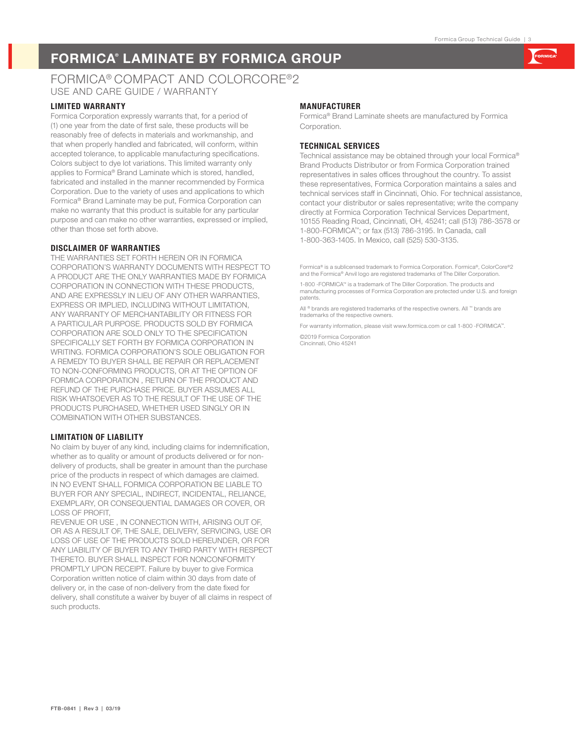# FORMICA® LAMINATE BY FORMICA GROUP

## FORMICA® COMPACT AND COLORCORE®2

USE AND CARE GUIDE / WARRANTY

### LIMITED WARRANTY

Formica Corporation expressly warrants that, for a period of (1) one year from the date of first sale, these products will be reasonably free of defects in materials and workmanship, and that when properly handled and fabricated, will conform, within accepted tolerance, to applicable manufacturing specifications. Colors subject to dye lot variations. This limited warranty only applies to Formica® Brand Laminate which is stored, handled, fabricated and installed in the manner recommended by Formica Corporation. Due to the variety of uses and applications to which Formica® Brand Laminate may be put, Formica Corporation can make no warranty that this product is suitable for any particular purpose and can make no other warranties, expressed or implied, other than those set forth above.

### DISCLAIMER OF WARRANTIES

THE WARRANTIES SET FORTH HEREIN OR IN FORMICA CORPORATION'S WARRANTY DOCUMENTS WITH RESPECT TO A PRODUCT ARE THE ONLY WARRANTIES MADE BY FORMICA CORPORATION IN CONNECTION WITH THESE PRODUCTS, AND ARE EXPRESSLY IN LIEU OF ANY OTHER WARRANTIES, EXPRESS OR IMPLIED, INCLUDING WITHOUT LIMITATION, ANY WARRANTY OF MERCHANTABILITY OR FITNESS FOR A PARTICULAR PURPOSE. PRODUCTS SOLD BY FORMICA CORPORATION ARE SOLD ONLY TO THE SPECIFICATION SPECIFICALLY SET FORTH BY FORMICA CORPORATION IN WRITING. FORMICA CORPORATION'S SOLE OBLIGATION FOR A REMEDY TO BUYER SHALL BE REPAIR OR REPLACEMENT TO NON-CONFORMING PRODUCTS, OR AT THE OPTION OF FORMICA CORPORATION , RETURN OF THE PRODUCT AND REFUND OF THE PURCHASE PRICE. BUYER ASSUMES ALL RISK WHATSOEVER AS TO THE RESULT OF THE USE OF THE PRODUCTS PURCHASED, WHETHER USED SINGLY OR IN COMBINATION WITH OTHER SUBSTANCES.

### LIMITATION OF LIABILITY

No claim by buyer of any kind, including claims for indemnification, whether as to quality or amount of products delivered or for non-delivery of products, shall be greater in amount than the purchase price of the products in respect of which damages are claimed. IN NO EVENT SHALL FORMICA CORPORATION BE LIABLE TO BUYER FOR ANY SPECIAL, INDIRECT, INCIDENTAL, RELIANCE, EXEMPLARY, OR CONSEQUENTIAL DAMAGES OR COVER, OR LOSS OF PROFIT,
REVENUE OR USE , IN CONNECTION WITH, ARISING OUT OF, OR AS A RESULT OF, THE SALE, DELIVERY, SERVICING, USE OR LOSS OF USE OF THE PRODUCTS SOLD HEREUNDER, OR FOR ANY LIABILITY OF BUYER TO ANY THIRD PARTY WITH RESPECT THERETO. BUYER SHALL INSPECT FOR NONCONFORMITY PROMPTLY UPON RECEIPT. Failure by buyer to give Formica Corporation written notice of claim within 30 days from date of delivery or, in the case of non-delivery from the date fixed for delivery, shall constitute a waiver by buyer of all claims in respect of such products.

### MANUFACTURER

Formica® Brand Laminate sheets are manufactured by Formica Corporation.

### TECHNICAL SERVICES

Technical assistance may be obtained through your local Formica® Brand Products Distributor or from Formica Corporation trained representatives in sales offices throughout the country. To assist these representatives, Formica Corporation maintains a sales and technical services staff in Cincinnati, Ohio. For technical assistance, contact your distributor or sales representative; write the company directly at Formica Corporation Technical Services Department, 10155 Reading Road, Cincinnati, OH, 45241; call (513) 786-3578 or 1-800-FORMICA™; or fax (513) 786-3195. In Canada, call 1-800-363-1405. In Mexico, call (525) 530-3135.

Formica® is a sublicensed trademark to Formica Corporation. Formica®, ColorCore®2 and the Formica® Anvil logo are registered trademarks of The Diller Corporation.

1-800 -FORMICA™ is a trademark of The Diller Corporation. The products and manufacturing processes of Formica Corporation are protected under U.S. and foreign patents.

All ® brands are registered trademarks of the respective owners. All ™ brands are trademarks of the respective owners.

For warranty information, please visit www.formica.com or call 1-800 -FORMICA™.

©2019 Formica Corporation
Cincinnati, Ohio 45241

FTB-0841 | Rev 3 | 03/19